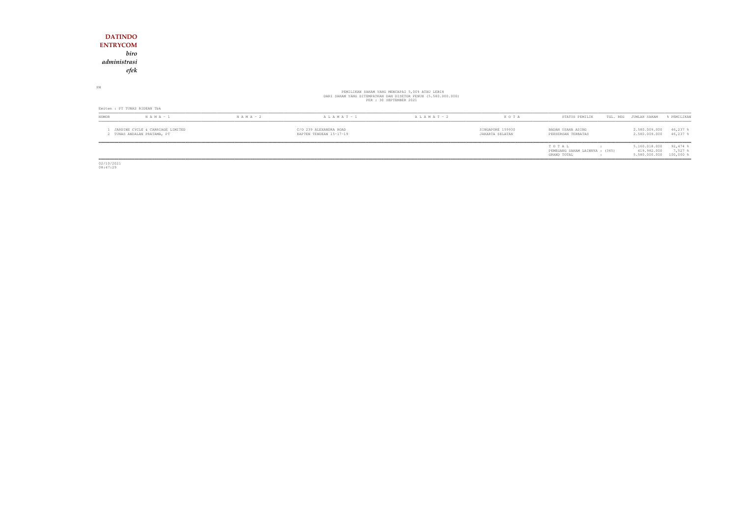**DATINDO**
**ENTRYCOM**
***biro***
***administrasi***
***efek***

PM

PEMILIKAN SAHAM YANG MENCAPAI 5,00% ATAU LEBIH
DARI SAHAM YANG DITEMPATKAN DAN DISETOR PENUH (5.580.000.000)
PER : 30 SEPTEMBER 2021

Emiten : PT TUNAS RIDEAN Tbk

| NOMOR | N A M A - 1 | N A M A - 2 | A L A M A T - 1 | A L A M A T - 2 | K O T A | STATUS PEMILIK | TGL. REG | JUMLAH SAHAM | % PEMILIKAN |
|---|---|---|---|---|---|---|---|---|---|
| 1 | JARDINE CYCLE & CARRIAGE LIMITED | | C/O 239 ALEXANDRA ROAD | | SINGAPORE 159930 | BADAN USAHA ASING | | 2.580.009.000 | 46,237 % |
| 2 | TUNAS ANDALAN PRATAMA, PT | | KAPTEN TENDEAN 15-17-19 | | JAKARTA SELATAN | PERSEROAN TERBATAS | | 2.580.009.000 | 46,237 % |
| | | | | | | T O T A L : | | 5.160.018.000 | 92,474 % |
| | | | | | | PEMEGANG SAHAM LAINNYA : (365) | | 419.982.000 | 7,527 % |
| | | | | | | GRAND TOTAL : | | 5.580.000.000 | 100,000 % |

02/10/2021
08:47:29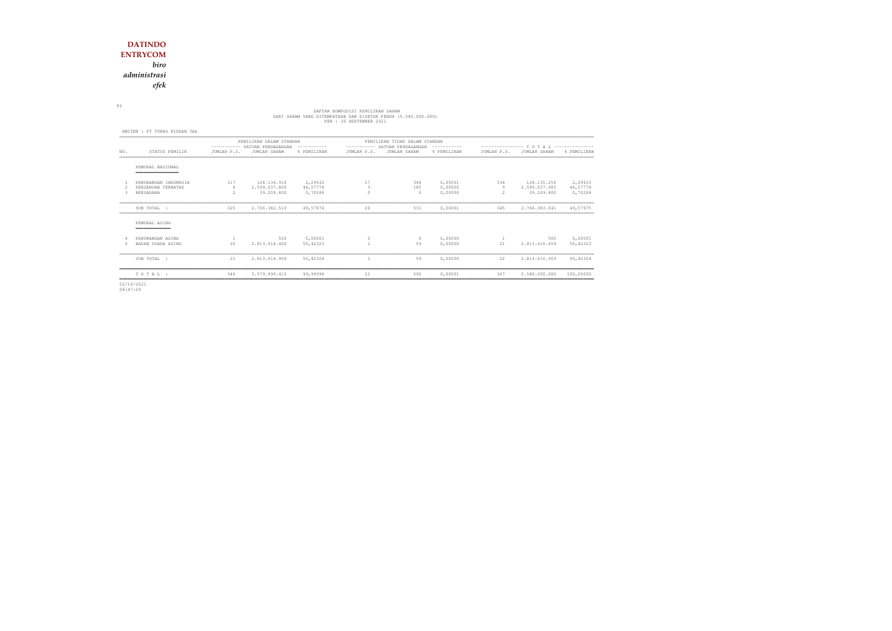**DATINDO**
**ENTRYCOM**
*biro*
*administrasi*
*efek*

P2

DAFTAR KOMPOSISI PEMILIKAN SAHAM
DARI SAHAM YANG DITEMPATKAN DAN DISETOR PENUH (5.580.000.000)
PER : 30 SEPTEMBER 2021

EMITEN : PT TUNAS RIDEAN Tbk

| NO. | STATUS PEMILIK | PEMILIKAN DALAM STANDAR SATUAN PERDAGANGAN | | | PEMILIKAN TIDAK DALAM STANDAR SATUAN PERDAGANGAN | | | T O T A L | | |
|---|---|---|---|---|---|---|---|---|---|---|
| | | JUMLAH P.S. | JUMLAH SAHAM | % PEMILIKAN | JUMLAH P.S. | JUMLAH SAHAM | % PEMILIKAN | JUMLAH P.S. | JUMLAH SAHAM | % PEMILIKAN |
| | PEMODAL NASIONAL | | | | | | | | | |
| 1 | PERORANGAN INDONESIA | 317 | 128.134.910 | 2,29632 | 17 | 346 | 0,00001 | 334 | 128.135.256 | 2,29633 |
| 2 | PERSEROAN TERBATAS | 6 | 2.599.037.800 | 46,57774 | 3 | 185 | 0,00000 | 9 | 2.599.037.985 | 46,57774 |
| 3 | REKSADANA | 2 | 39.209.800 | 0,70268 | 0 | 0 | 0,00000 | 2 | 39.209.800 | 0,70268 |
| | SUB TOTAL : | 325 | 2.766.382.510 | 49,57674 | 20 | 531 | 0,00001 | 345 | 2.766.383.041 | 49,57675 |
| | PEMODAL ASING | | | | | | | | | |
| 4 | PERORANGAN ASING | 1 | 500 | 0,00001 | 0 | 0 | 0,00000 | 1 | 500 | 0,00001 |
| 5 | BADAN USAHA ASING | 20 | 2.813.616.400 | 50,42323 | 1 | 59 | 0,00000 | 21 | 2.813.616.459 | 50,42323 |
| | SUB TOTAL : | 21 | 2.813.616.900 | 50,42324 | 1 | 59 | 0,00000 | 22 | 2.813.616.959 | 50,42324 |
| | T O T A L : | 346 | 5.579.999.410 | 99,99998 | 21 | 590 | 0,00001 | 367 | 5.580.000.000 | 100,00000 |

02/10/2021
08:47:29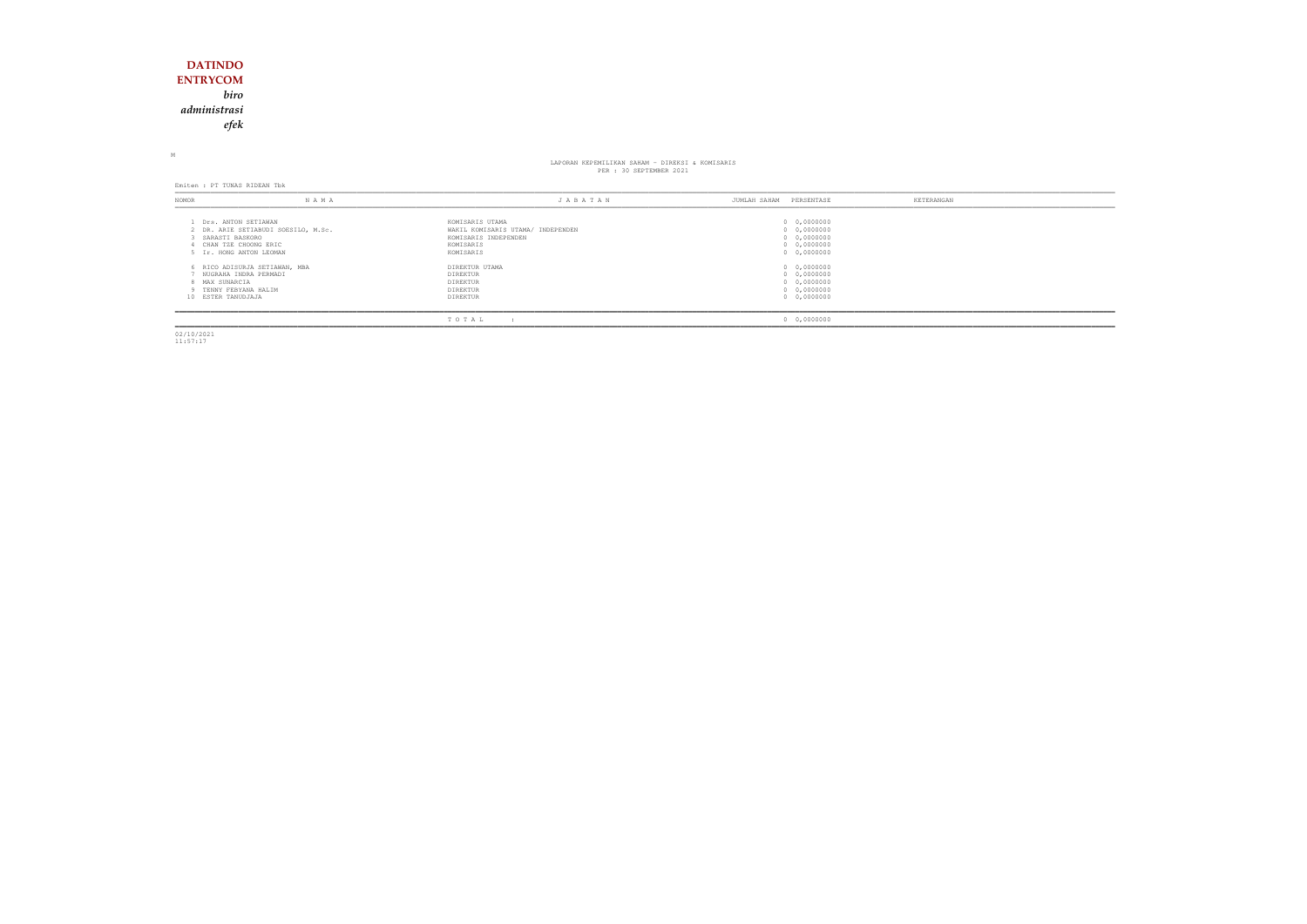**DATINDO**
**ENTRYCOM**
***biro***
***administrasi***
***efek***

M

LAPORAN KEPEMILIKAN SAHAM - DIREKSI & KOMISARIS
PER : 30 SEPTEMBER 2021

Emiten : PT TUNAS RIDEAN Tbk

| NOMOR | N A M A | J A B A T A N | JUMLAH SAHAM | PERSENTASE | KETERANGAN |
|---|---|---|---|---|---|
| 1 | Drs. ANTON SETIAWAN | KOMISARIS UTAMA | 0 | 0,0000000 | |
| 2 | DR. ARIE SETIABUDI SOESILO, M.Sc. | WAKIL KOMISARIS UTAMA/ INDEPENDEN | 0 | 0,0000000 | |
| 3 | SARASTI BASKORO | KOMISARIS INDEPENDEN | 0 | 0,0000000 | |
| 4 | CHAN TZE CHOONG ERIC | KOMISARIS | 0 | 0,0000000 | |
| 5 | Ir. HONG ANTON LEOMAN | KOMISARIS | 0 | 0,0000000 | |
| 6 | RICO ADISURJA SETIAWAN, MBA | DIREKTUR UTAMA | 0 | 0,0000000 | |
| 7 | NUGRAHA INDRA PERMADI | DIREKTUR | 0 | 0,0000000 | |
| 8 | MAX SUNARCIA | DIREKTUR | 0 | 0,0000000 | |
| 9 | TENNY FEBYANA HALIM | DIREKTUR | 0 | 0,0000000 | |
| 10 | ESTER TANUDJAJA | DIREKTUR | 0 | 0,0000000 | |
| | | T O T A L : | 0 | 0,0000000 | |

02/10/2021
11:57:17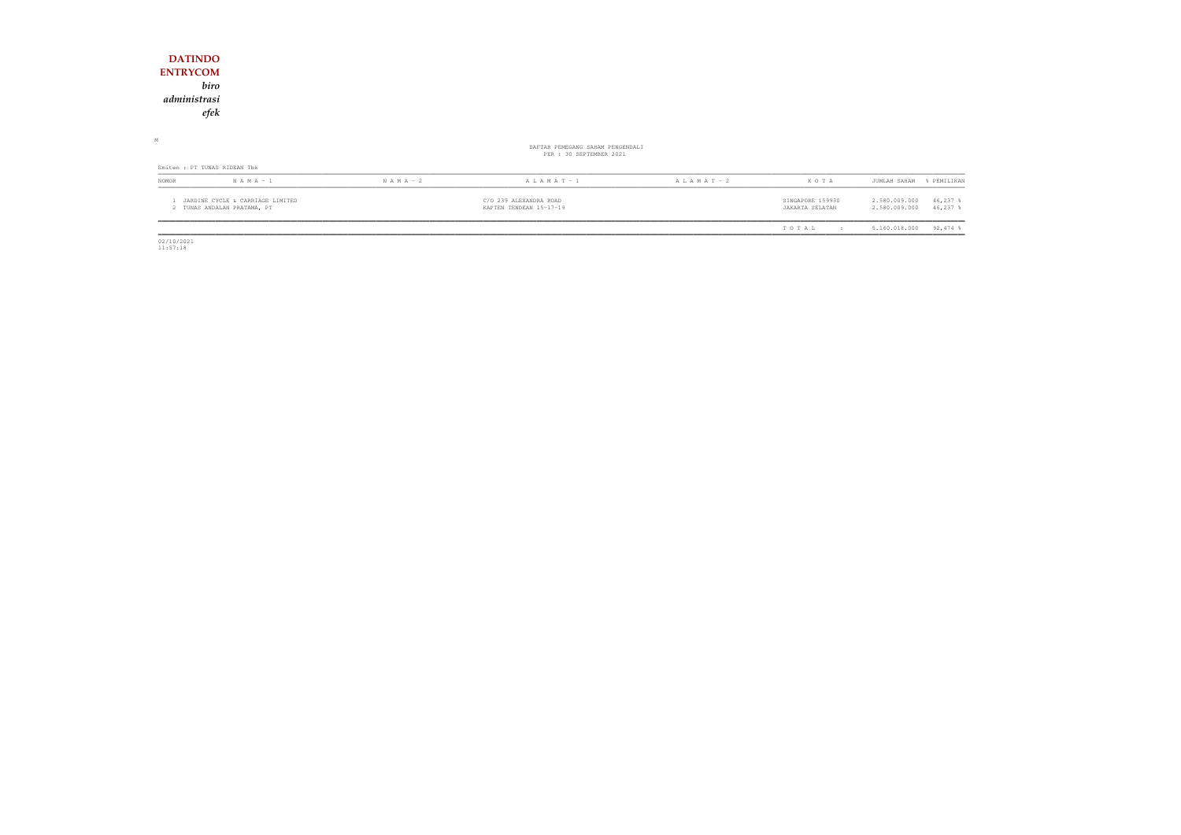**DATINDO**
**ENTRYCOM**
***biro***
***administrasi***
***efek***

M

DAFTAR PEMEGANG SAHAM PENGENDALI
PER : 30 SEPTEMBER 2021

Emiten : PT TUNAS RIDEAN Tbk

| NOMOR | N A M A - 1 | N A M A - 2 | A L A M A T - 1 | A L A M A T - 2 | K O T A | JUMLAH SAHAM | % PEMILIKAN |
|---|---|---|---|---|---|---|---|
| 1 | JARDINE CYCLE & CARRIAGE LIMITED | | C/O 239 ALEXANDRA ROAD | | SINGAPORE 159930 | 2.580.009.000 | 46,237 % |
| 2 | TUNAS ANDALAN PRATAMA, PT | | KAPTEN TENDEAN 15-17-19 | | JAKARTA SELATAN | 2.580.009.000 | 46,237 % |
| | | | | | T O T A L : | 5.160.018.000 | 92,474 % |

02/10/2021
11:57:18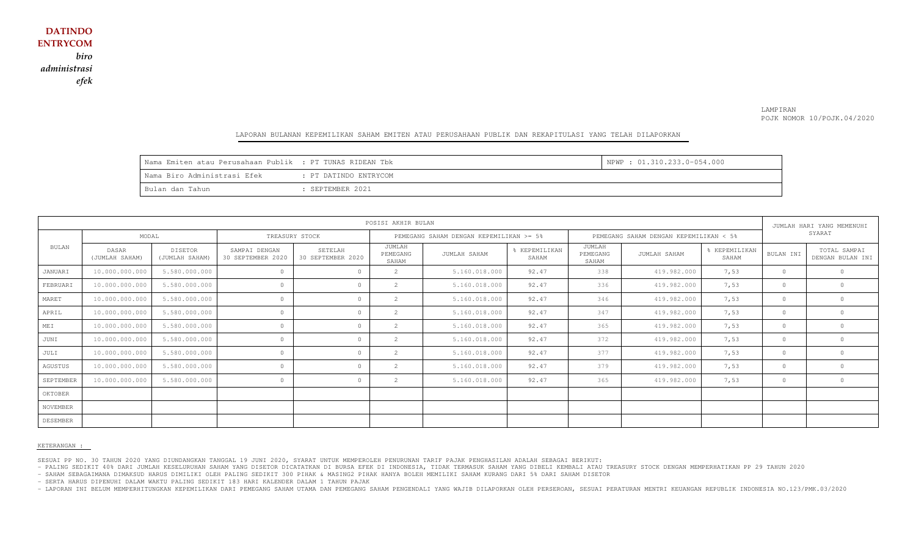**DATINDO ENTRYCOM**

***biro administrasi efek***

LAMPIRAN
POJK NOMOR 10/POJK.04/2020

LAPORAN BULANAN KEPEMILIKAN SAHAM EMITEN ATAU PERUSAHAAN PUBLIK DAN REKAPITULASI YANG TELAH DILAPORKAN

| | |
|---|---|
| Nama Emiten atau Perusahaan Publik : PT TUNAS RIDEAN Tbk | NPWP : 01.310.233.0-054.000 |
| Nama Biro Administrasi Efek : PT DATINDO ENTRYCOM | |
| Bulan dan Tahun : SEPTEMBER 2021 | |

| BULAN | POSISI AKHIR BULAN | | | | | | | | | | JUMLAH HARI YANG MEMENUHI SYARAT | |
|---|---|---|---|---|---|---|---|---|---|---|---|---|
| | MODAL | | TREASURY STOCK | | PEMEGANG SAHAM DENGAN KEPEMILIKAN >= 5% | | | PEMEGANG SAHAM DENGAN KEPEMILIKAN < 5% | | | | |
| | DASAR (JUMLAH SAHAM) | DISETOR (JUMLAH SAHAM) | SAMPAI DENGAN 30 SEPTEMBER 2020 | SETELAH 30 SEPTEMBER 2020 | JUMLAH PEMEGANG SAHAM | JUMLAH SAHAM | % KEPEMILIKAN SAHAM | JUMLAH PEMEGANG SAHAM | JUMLAH SAHAM | % KEPEMILIKAN SAHAM | BULAN INI | TOTAL SAMPAI DENGAN BULAN INI |
| JANUARI | 10.000.000.000 | 5.580.000.000 | 0 | 0 | 2 | 5.160.018.000 | 92.47 | 338 | 419.982.000 | 7,53 | 0 | 0 |
| FEBRUARI | 10.000.000.000 | 5.580.000.000 | 0 | 0 | 2 | 5.160.018.000 | 92.47 | 336 | 419.982.000 | 7,53 | 0 | 0 |
| MARET | 10.000.000.000 | 5.580.000.000 | 0 | 0 | 2 | 5.160.018.000 | 92.47 | 346 | 419.982.000 | 7,53 | 0 | 0 |
| APRIL | 10.000.000.000 | 5.580.000.000 | 0 | 0 | 2 | 5.160.018.000 | 92.47 | 347 | 419.982.000 | 7,53 | 0 | 0 |
| MEI | 10.000.000.000 | 5.580.000.000 | 0 | 0 | 2 | 5.160.018.000 | 92.47 | 365 | 419.982.000 | 7,53 | 0 | 0 |
| JUNI | 10.000.000.000 | 5.580.000.000 | 0 | 0 | 2 | 5.160.018.000 | 92.47 | 372 | 419.982.000 | 7,53 | 0 | 0 |
| JULI | 10.000.000.000 | 5.580.000.000 | 0 | 0 | 2 | 5.160.018.000 | 92.47 | 377 | 419.982.000 | 7,53 | 0 | 0 |
| AGUSTUS | 10.000.000.000 | 5.580.000.000 | 0 | 0 | 2 | 5.160.018.000 | 92.47 | 379 | 419.982.000 | 7,53 | 0 | 0 |
| SEPTEMBER | 10.000.000.000 | 5.580.000.000 | 0 | 0 | 2 | 5.160.018.000 | 92.47 | 365 | 419.982.000 | 7,53 | 0 | 0 |
| OKTOBER | | | | | | | | | | | | |
| NOVEMBER | | | | | | | | | | | | |
| DESEMBER | | | | | | | | | | | | |

KETERANGAN :

SESUAI PP NO. 30 TAHUN 2020 YANG DIUNDANGKAN TANGGAL 19 JUNI 2020, SYARAT UNTUK MEMPEROLEH PENURUNAN TARIF PAJAK PENGHASILAN ADALAH SEBAGAI BERIKUT:

- PALING SEDIKIT 40% DARI JUMLAH KESELURUHAN SAHAM YANG DISETOR DICATATKAN DI BURSA EFEK DI INDONESIA, TIDAK TERMASUK SAHAM YANG DIBELI KEMBALI ATAU TREASURY STOCK DENGAN MEMPERHATIKAN PP 29 TAHUN 2020
- SAHAM SEBAGAIMANA DIMAKSUD HARUS DIMILIKI OLEH PALING SEDIKIT 300 PIHAK & MASING2 PIHAK HANYA BOLEH MEMILIKI SAHAM KURANG DARI 5% DARI SAHAM DISETOR
- SERTA HARUS DIPENUHI DALAM WAKTU PALING SEDIKIT 183 HARI KALENDER DALAM 1 TAHUN PAJAK
- LAPORAN INI BELUM MEMPERHITUNGKAN KEPEMILIKAN DARI PEMEGANG SAHAM UTAMA DAN PEMEGANG SAHAM PENGENDALI YANG WAJIB DILAPORKAN OLEH PERSEROAN, SESUAI PERATURAN MENTRI KEUANGAN REPUBLIK INDONESIA NO.123/PMK.03/2020